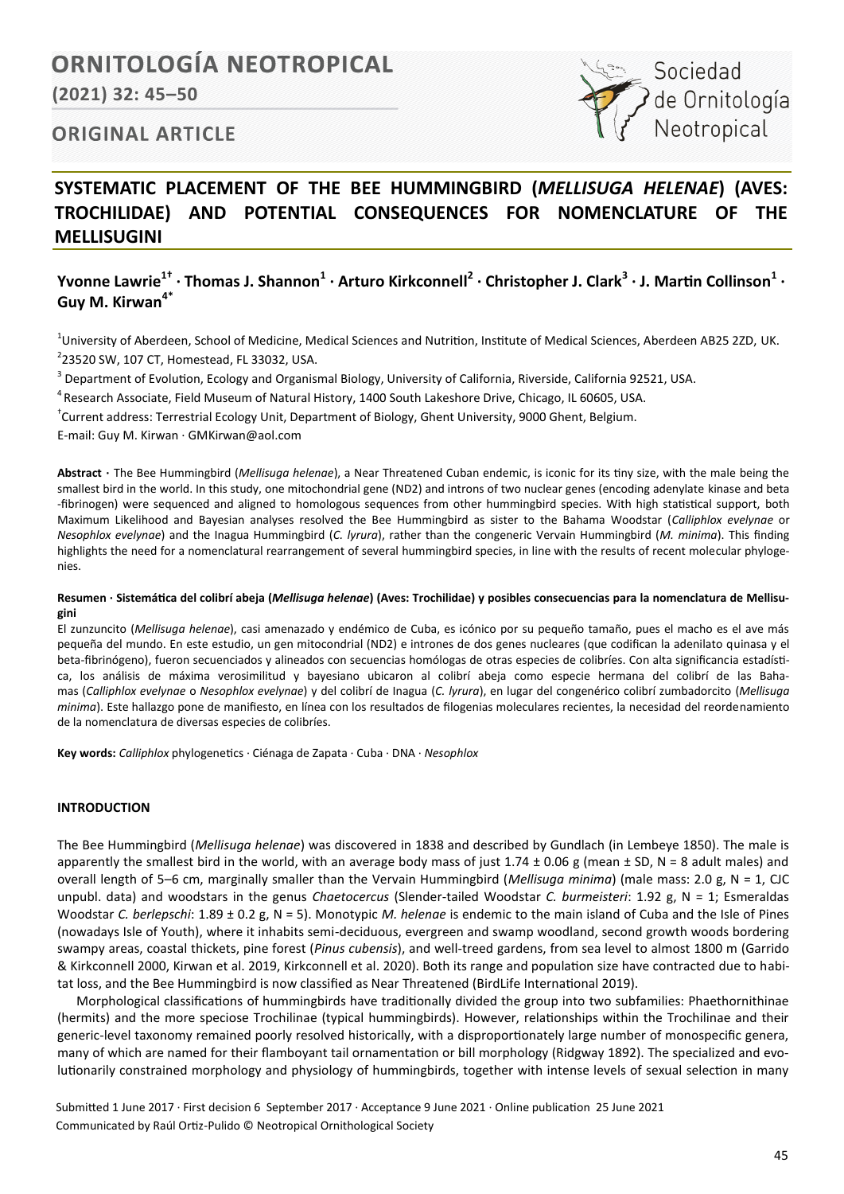# SYSTEMATIC PLACEMENT OF THE BEE HUMMINGBIRD (*MELLISUGA HELENAE*) (AVES: TROCHILIDAE) AND POTENTIAL CONSEQUENCES FOR NOMENCLATURE OF THE MELLISUGINI

**Yvonne Lawrie[1†] · Thomas J. Shannon[1] · Arturo Kirkconnell[2] · Christopher J. Clark[3] · J. Martin Collinson[1] · Guy M. Kirwan[4*]**

[1]University of Aberdeen, School of Medicine, Medical Sciences and Nutrition, Institute of Medical Sciences, Aberdeen AB25 2ZD, UK.
[2]23520 SW, 107 CT, Homestead, FL 33032, USA.
[3] Department of Evolution, Ecology and Organismal Biology, University of California, Riverside, California 92521, USA.
[4] Research Associate, Field Museum of Natural History, 1400 South Lakeshore Drive, Chicago, IL 60605, USA.
[†]Current address: Terrestrial Ecology Unit, Department of Biology, Ghent University, 9000 Ghent, Belgium.
E-mail: Guy M. Kirwan · GMKirwan@aol.com

**Abstract ·** The Bee Hummingbird (*Mellisuga helenae*), a Near Threatened Cuban endemic, is iconic for its tiny size, with the male being the smallest bird in the world. In this study, one mitochondrial gene (ND2) and introns of two nuclear genes (encoding adenylate kinase and beta-fibrinogen) were sequenced and aligned to homologous sequences from other hummingbird species. With high statistical support, both Maximum Likelihood and Bayesian analyses resolved the Bee Hummingbird as sister to the Bahama Woodstar (*Calliphlox evelynae* or *Nesophlox evelynae*) and the Inagua Hummingbird (*C. lyrura*), rather than the congeneric Vervain Hummingbird (*M. minima*). This finding highlights the need for a nomenclatural rearrangement of several hummingbird species, in line with the results of recent molecular phylogenies.

**Resumen · Sistemática del colibrí abeja (*Mellisuga helenae*) (Aves: Trochilidae) y posibles consecuencias para la nomenclatura de Mellisugini**

El zunzuncito (*Mellisuga helenae*), casi amenazado y endémico de Cuba, es icónico por su pequeño tamaño, pues el macho es el ave más pequeña del mundo. En este estudio, un gen mitocondrial (ND2) e intrones de dos genes nucleares (que codifican la adenilato quinasa y el beta-fibrinógeno), fueron secuenciados y alineados con secuencias homólogas de otras especies de colibríes. Con alta significancia estadística, los análisis de máxima verosimilitud y bayesiano ubicaron al colibrí abeja como especie hermana del colibrí de las Bahamas (*Calliphlox evelynae* o *Nesophlox evelynae*) y del colibrí de Inagua (*C. lyrura*), en lugar del congenérico colibrí zumbadorcito (*Mellisuga minima*). Este hallazgo pone de manifiesto, en línea con los resultados de filogenias moleculares recientes, la necesidad del reordenamiento de la nomenclatura de diversas especies de colibríes.

**Key words:** *Calliphlox* phylogenetics · Ciénaga de Zapata · Cuba · DNA · *Nesophlox*

## INTRODUCTION

The Bee Hummingbird (*Mellisuga helenae*) was discovered in 1838 and described by Gundlach (in Lembeye 1850). The male is apparently the smallest bird in the world, with an average body mass of just 1.74 ± 0.06 g (mean ± SD, N = 8 adult males) and overall length of 5–6 cm, marginally smaller than the Vervain Hummingbird (*Mellisuga minima*) (male mass: 2.0 g, N = 1, CJC unpubl. data) and woodstars in the genus *Chaetocercus* (Slender-tailed Woodstar *C. burmeisteri*: 1.92 g, N = 1; Esmeraldas Woodstar *C. berlepschi*: 1.89 ± 0.2 g, N = 5). Monotypic *M. helenae* is endemic to the main island of Cuba and the Isle of Pines (nowadays Isle of Youth), where it inhabits semi-deciduous, evergreen and swamp woodland, second growth woods bordering swampy areas, coastal thickets, pine forest (*Pinus cubensis*), and well-treed gardens, from sea level to almost 1800 m (Garrido & Kirkconnell 2000, Kirwan et al. 2019, Kirkconnell et al. 2020). Both its range and population size have contracted due to habitat loss, and the Bee Hummingbird is now classified as Near Threatened (BirdLife International 2019).

Morphological classifications of hummingbirds have traditionally divided the group into two subfamilies: Phaethornithinae (hermits) and the more speciose Trochilinae (typical hummingbirds). However, relationships within the Trochilinae and their generic-level taxonomy remained poorly resolved historically, with a disproportionately large number of monospecific genera, many of which are named for their flamboyant tail ornamentation or bill morphology (Ridgway 1892). The specialized and evolutionarily constrained morphology and physiology of hummingbirds, together with intense levels of sexual selection in many

Submitted 1 June 2017 · First decision 6 September 2017 · Acceptance 9 June 2021 · Online publication 25 June 2021
Communicated by Raúl Ortiz-Pulido © Neotropical Ornithological Society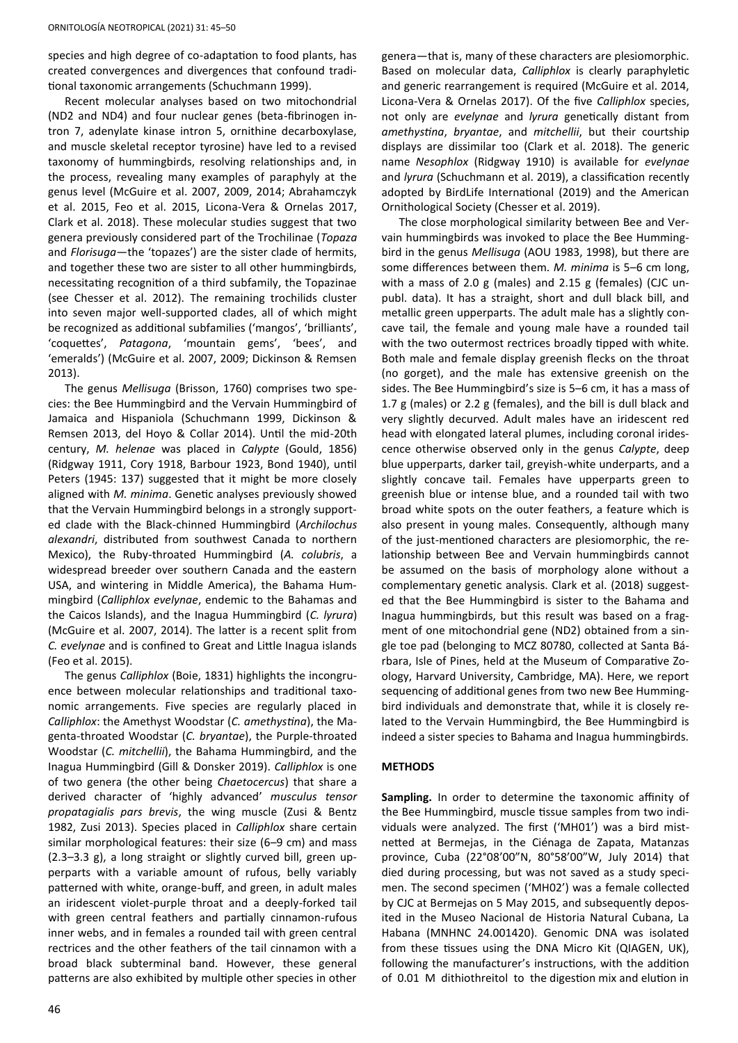species and high degree of co-adaptation to food plants, has created convergences and divergences that confound traditional taxonomic arrangements (Schuchmann 1999).

Recent molecular analyses based on two mitochondrial (ND2 and ND4) and four nuclear genes (beta-fibrinogen intron 7, adenylate kinase intron 5, ornithine decarboxylase, and muscle skeletal receptor tyrosine) have led to a revised taxonomy of hummingbirds, resolving relationships and, in the process, revealing many examples of paraphyly at the genus level (McGuire et al. 2007, 2009, 2014; Abrahamczyk et al. 2015, Feo et al. 2015, Licona-Vera & Ornelas 2017, Clark et al. 2018). These molecular studies suggest that two genera previously considered part of the Trochilinae (*Topaza* and *Florisuga*—the 'topazes') are the sister clade of hermits, and together these two are sister to all other hummingbirds, necessitating recognition of a third subfamily, the Topazinae (see Chesser et al. 2012). The remaining trochilids cluster into seven major well-supported clades, all of which might be recognized as additional subfamilies ('mangos', 'brilliants', 'coquettes', *Patagona*, 'mountain gems', 'bees', and 'emeralds') (McGuire et al. 2007, 2009; Dickinson & Remsen 2013).

The genus *Mellisuga* (Brisson, 1760) comprises two species: the Bee Hummingbird and the Vervain Hummingbird of Jamaica and Hispaniola (Schuchmann 1999, Dickinson & Remsen 2013, del Hoyo & Collar 2014). Until the mid-20th century, *M. helenae* was placed in *Calypte* (Gould, 1856) (Ridgway 1911, Cory 1918, Barbour 1923, Bond 1940), until Peters (1945: 137) suggested that it might be more closely aligned with *M. minima*. Genetic analyses previously showed that the Vervain Hummingbird belongs in a strongly supported clade with the Black-chinned Hummingbird (*Archilochus alexandri*, distributed from southwest Canada to northern Mexico), the Ruby-throated Hummingbird (*A. colubris*, a widespread breeder over southern Canada and the eastern USA, and wintering in Middle America), the Bahama Hummingbird (*Calliphlox evelynae*, endemic to the Bahamas and the Caicos Islands), and the Inagua Hummingbird (*C. lyrura*) (McGuire et al. 2007, 2014). The latter is a recent split from *C. evelynae* and is confined to Great and Little Inagua islands (Feo et al. 2015).

The genus *Calliphlox* (Boie, 1831) highlights the incongruence between molecular relationships and traditional taxonomic arrangements. Five species are regularly placed in *Calliphlox*: the Amethyst Woodstar (*C. amethystina*), the Magenta-throated Woodstar (*C. bryantae*), the Purple-throated Woodstar (*C. mitchellii*), the Bahama Hummingbird, and the Inagua Hummingbird (Gill & Donsker 2019). *Calliphlox* is one of two genera (the other being *Chaetocercus*) that share a derived character of 'highly advanced' *musculus tensor propatagialis pars brevis*, the wing muscle (Zusi & Bentz 1982, Zusi 2013). Species placed in *Calliphlox* share certain similar morphological features: their size (6–9 cm) and mass (2.3–3.3 g), a long straight or slightly curved bill, green upperparts with a variable amount of rufous, belly variably patterned with white, orange-buff, and green, in adult males an iridescent violet-purple throat and a deeply-forked tail with green central feathers and partially cinnamon-rufous inner webs, and in females a rounded tail with green central rectrices and the other feathers of the tail cinnamon with a broad black subterminal band. However, these general patterns are also exhibited by multiple other species in other genera—that is, many of these characters are plesiomorphic. Based on molecular data, *Calliphlox* is clearly paraphyletic and generic rearrangement is required (McGuire et al. 2014, Licona-Vera & Ornelas 2017). Of the five *Calliphlox* species, not only are *evelynae* and *lyrura* genetically distant from *amethystina*, *bryantae*, and *mitchellii*, but their courtship displays are dissimilar too (Clark et al. 2018). The generic name *Nesophlox* (Ridgway 1910) is available for *evelynae* and *lyrura* (Schuchmann et al. 2019), a classification recently adopted by BirdLife International (2019) and the American Ornithological Society (Chesser et al. 2019).

The close morphological similarity between Bee and Vervain hummingbirds was invoked to place the Bee Hummingbird in the genus *Mellisuga* (AOU 1983, 1998), but there are some differences between them. *M. minima* is 5–6 cm long, with a mass of 2.0 g (males) and 2.15 g (females) (CJC unpubl. data). It has a straight, short and dull black bill, and metallic green upperparts. The adult male has a slightly concave tail, the female and young male have a rounded tail with the two outermost rectrices broadly tipped with white. Both male and female display greenish flecks on the throat (no gorget), and the male has extensive greenish on the sides. The Bee Hummingbird's size is 5–6 cm, it has a mass of 1.7 g (males) or 2.2 g (females), and the bill is dull black and very slightly decurved. Adult males have an iridescent red head with elongated lateral plumes, including coronal iridescence otherwise observed only in the genus *Calypte*, deep blue upperparts, darker tail, greyish-white underparts, and a slightly concave tail. Females have upperparts green to greenish blue or intense blue, and a rounded tail with two broad white spots on the outer feathers, a feature which is also present in young males. Consequently, although many of the just-mentioned characters are plesiomorphic, the relationship between Bee and Vervain hummingbirds cannot be assumed on the basis of morphology alone without a complementary genetic analysis. Clark et al. (2018) suggested that the Bee Hummingbird is sister to the Bahama and Inagua hummingbirds, but this result was based on a fragment of one mitochondrial gene (ND2) obtained from a single toe pad (belonging to MCZ 80780, collected at Santa Bárbara, Isle of Pines, held at the Museum of Comparative Zoology, Harvard University, Cambridge, MA). Here, we report sequencing of additional genes from two new Bee Hummingbird individuals and demonstrate that, while it is closely related to the Vervain Hummingbird, the Bee Hummingbird is indeed a sister species to Bahama and Inagua hummingbirds.

## METHODS

**Sampling.** In order to determine the taxonomic affinity of the Bee Hummingbird, muscle tissue samples from two individuals were analyzed. The first ('MH01') was a bird mist-netted at Bermejas, in the Ciénaga de Zapata, Matanzas province, Cuba (22°08'00"N, 80°58'00"W, July 2014) that died during processing, but was not saved as a study specimen. The second specimen ('MH02') was a female collected by CJC at Bermejas on 5 May 2015, and subsequently deposited in the Museo Nacional de Historia Natural Cubana, La Habana (MNHNC 24.001420). Genomic DNA was isolated from these tissues using the DNA Micro Kit (QIAGEN, UK), following the manufacturer's instructions, with the addition of 0.01 M dithiothreitol to the digestion mix and elution in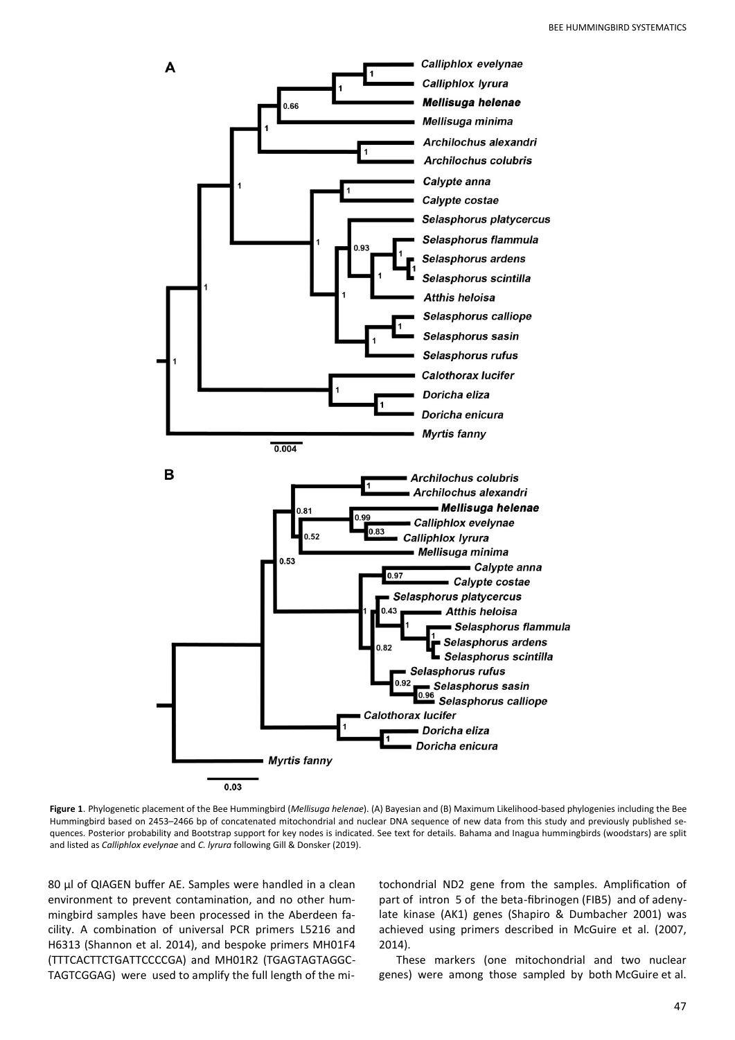**Figure 1**. Phylogenetic placement of the Bee Hummingbird (*Mellisuga helenae*). (A) Bayesian and (B) Maximum Likelihood-based phylogenies including the Bee Hummingbird based on 2453–2466 bp of concatenated mitochondrial and nuclear DNA sequence of new data from this study and previously published sequences. Posterior probability and Bootstrap support for key nodes is indicated. See text for details. Bahama and Inagua hummingbirds (woodstars) are split and listed as *Calliphlox evelynae* and *C. lyrura* following Gill & Donsker (2019).

80 µl of QIAGEN buffer AE. Samples were handled in a clean environment to prevent contamination, and no other hummingbird samples have been processed in the Aberdeen facility. A combination of universal PCR primers L5216 and H6313 (Shannon et al. 2014), and bespoke primers MH01F4 (TTTCACTTCTGATTCCCCGA) and MH01R2 (TGAGTAGTAGGCTAGTCGGAG) were used to amplify the full length of the mitochondrial ND2 gene from the samples. Amplification of part of intron 5 of the beta-fibrinogen (FIB5) and of adenylate kinase (AK1) genes (Shapiro & Dumbacher 2001) was achieved using primers described in McGuire et al. (2007, 2014).

These markers (one mitochondrial and two nuclear genes) were among those sampled by both McGuire et al.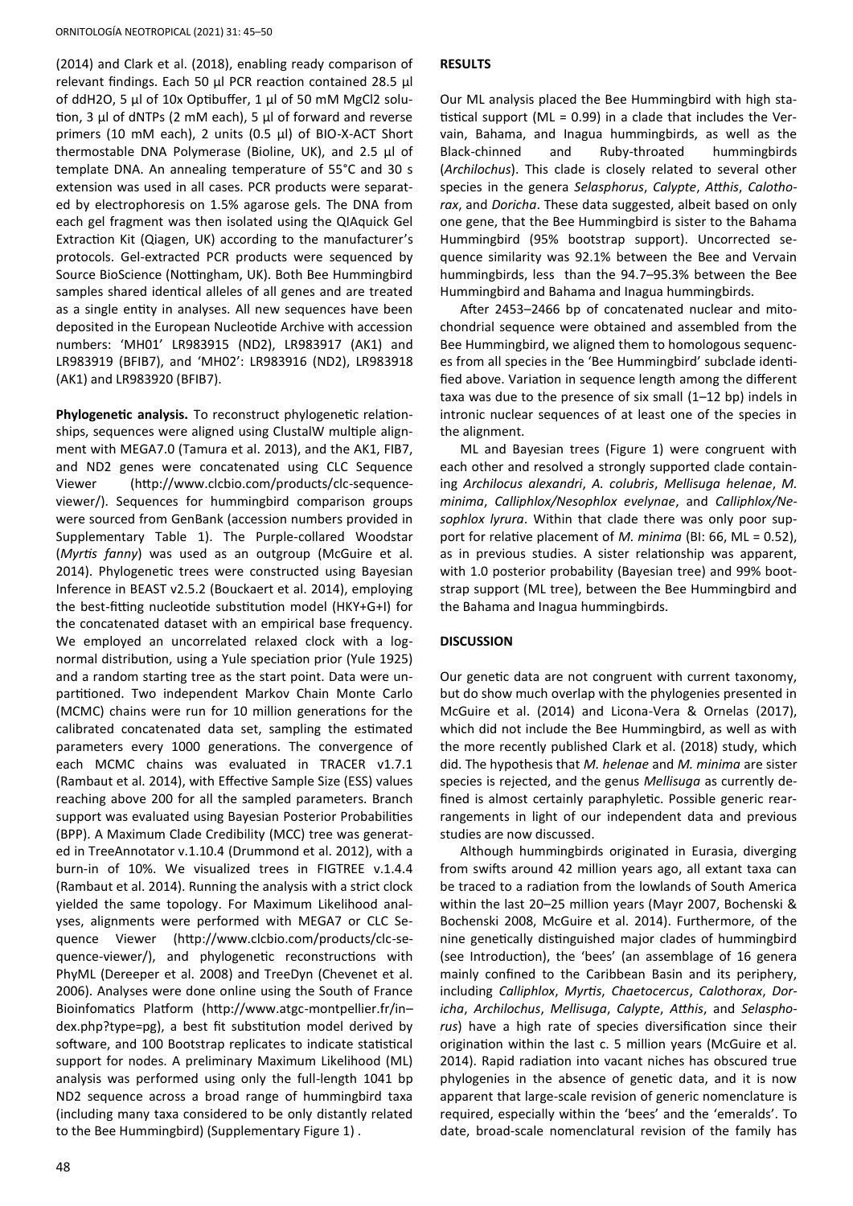(2014) and Clark et al. (2018), enabling ready comparison of relevant findings. Each 50 µl PCR reaction contained 28.5 µl of ddH2O, 5 µl of 10x Optibuffer, 1 µl of 50 mM MgCl2 solution, 3 µl of dNTPs (2 mM each), 5 µl of forward and reverse primers (10 mM each), 2 units (0.5 µl) of BIO-X-ACT Short thermostable DNA Polymerase (Bioline, UK), and 2.5 µl of template DNA. An annealing temperature of 55°C and 30 s extension was used in all cases. PCR products were separated by electrophoresis on 1.5% agarose gels. The DNA from each gel fragment was then isolated using the QIAquick Gel Extraction Kit (Qiagen, UK) according to the manufacturer's protocols. Gel-extracted PCR products were sequenced by Source BioScience (Nottingham, UK). Both Bee Hummingbird samples shared identical alleles of all genes and are treated as a single entity in analyses. All new sequences have been deposited in the European Nucleotide Archive with accession numbers: 'MH01' LR983915 (ND2), LR983917 (AK1) and LR983919 (BFIB7), and 'MH02': LR983916 (ND2), LR983918 (AK1) and LR983920 (BFIB7).

**Phylogenetic analysis.** To reconstruct phylogenetic relationships, sequences were aligned using ClustalW multiple alignment with MEGA7.0 (Tamura et al. 2013), and the AK1, FIB7, and ND2 genes were concatenated using CLC Sequence Viewer (http://www.clcbio.com/products/clc-sequence-viewer/). Sequences for hummingbird comparison groups were sourced from GenBank (accession numbers provided in Supplementary Table 1). The Purple-collared Woodstar (*Myrtis fanny*) was used as an outgroup (McGuire et al. 2014). Phylogenetic trees were constructed using Bayesian Inference in BEAST v2.5.2 (Bouckaert et al. 2014), employing the best-fitting nucleotide substitution model (HKY+G+I) for the concatenated dataset with an empirical base frequency. We employed an uncorrelated relaxed clock with a log-normal distribution, using a Yule speciation prior (Yule 1925) and a random starting tree as the start point. Data were unpartitioned. Two independent Markov Chain Monte Carlo (MCMC) chains were run for 10 million generations for the calibrated concatenated data set, sampling the estimated parameters every 1000 generations. The convergence of each MCMC chains was evaluated in TRACER v1.7.1 (Rambaut et al. 2014), with Effective Sample Size (ESS) values reaching above 200 for all the sampled parameters. Branch support was evaluated using Bayesian Posterior Probabilities (BPP). A Maximum Clade Credibility (MCC) tree was generated in TreeAnnotator v.1.10.4 (Drummond et al. 2012), with a burn-in of 10%. We visualized trees in FIGTREE v.1.4.4 (Rambaut et al. 2014). Running the analysis with a strict clock yielded the same topology. For Maximum Likelihood analyses, alignments were performed with MEGA7 or CLC Sequence Viewer (http://www.clcbio.com/products/clc-sequence-viewer/), and phylogenetic reconstructions with PhyML (Dereeper et al. 2008) and TreeDyn (Chevenet et al. 2006). Analyses were done online using the South of France Bioinfomatics Platform (http://www.atgc-montpellier.fr/index.php?type=pg), a best fit substitution model derived by software, and 100 Bootstrap replicates to indicate statistical support for nodes. A preliminary Maximum Likelihood (ML) analysis was performed using only the full-length 1041 bp ND2 sequence across a broad range of hummingbird taxa (including many taxa considered to be only distantly related to the Bee Hummingbird) (Supplementary Figure 1) .

## RESULTS

Our ML analysis placed the Bee Hummingbird with high statistical support (ML = 0.99) in a clade that includes the Vervain, Bahama, and Inagua hummingbirds, as well as the Black-chinned and Ruby-throated hummingbirds (*Archilochus*). This clade is closely related to several other species in the genera *Selasphorus*, *Calypte*, *Atthis*, *Calothorax*, and *Doricha*. These data suggested, albeit based on only one gene, that the Bee Hummingbird is sister to the Bahama Hummingbird (95% bootstrap support). Uncorrected sequence similarity was 92.1% between the Bee and Vervain hummingbirds, less than the 94.7–95.3% between the Bee Hummingbird and Bahama and Inagua hummingbirds.

After 2453–2466 bp of concatenated nuclear and mitochondrial sequence were obtained and assembled from the Bee Hummingbird, we aligned them to homologous sequences from all species in the 'Bee Hummingbird' subclade identified above. Variation in sequence length among the different taxa was due to the presence of six small (1–12 bp) indels in intronic nuclear sequences of at least one of the species in the alignment.

ML and Bayesian trees (Figure 1) were congruent with each other and resolved a strongly supported clade containing *Archilocus alexandri*, *A. colubris*, *Mellisuga helenae*, *M. minima*, *Calliphlox/Nesophlox evelynae*, and *Calliphlox/Nesophlox lyrura*. Within that clade there was only poor support for relative placement of *M. minima* (BI: 66, ML = 0.52), as in previous studies. A sister relationship was apparent, with 1.0 posterior probability (Bayesian tree) and 99% bootstrap support (ML tree), between the Bee Hummingbird and the Bahama and Inagua hummingbirds.

## DISCUSSION

Our genetic data are not congruent with current taxonomy, but do show much overlap with the phylogenies presented in McGuire et al. (2014) and Licona-Vera & Ornelas (2017), which did not include the Bee Hummingbird, as well as with the more recently published Clark et al. (2018) study, which did. The hypothesis that *M. helenae* and *M. minima* are sister species is rejected, and the genus *Mellisuga* as currently defined is almost certainly paraphyletic. Possible generic rearrangements in light of our independent data and previous studies are now discussed.

Although hummingbirds originated in Eurasia, diverging from swifts around 42 million years ago, all extant taxa can be traced to a radiation from the lowlands of South America within the last 20–25 million years (Mayr 2007, Bochenski & Bochenski 2008, McGuire et al. 2014). Furthermore, of the nine genetically distinguished major clades of hummingbird (see Introduction), the 'bees' (an assemblage of 16 genera mainly confined to the Caribbean Basin and its periphery, including *Calliphlox*, *Myrtis*, *Chaetocercus*, *Calothorax*, *Doricha*, *Archilochus*, *Mellisuga*, *Calypte*, *Atthis*, and *Selasphorus*) have a high rate of species diversification since their origination within the last c. 5 million years (McGuire et al. 2014). Rapid radiation into vacant niches has obscured true phylogenies in the absence of genetic data, and it is now apparent that large-scale revision of generic nomenclature is required, especially within the 'bees' and the 'emeralds'. To date, broad-scale nomenclatural revision of the family has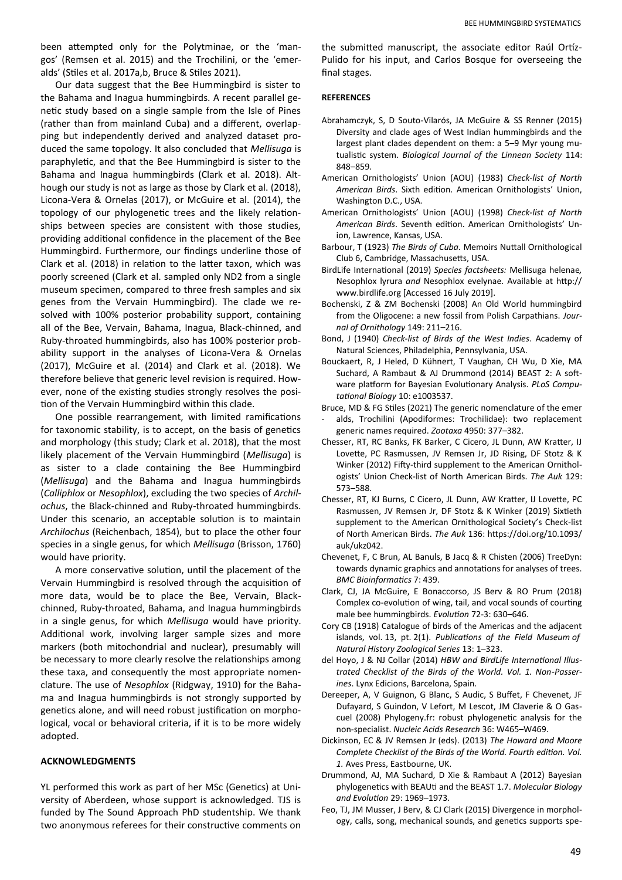been attempted only for the Polytminae, or the 'mangos' (Remsen et al. 2015) and the Trochilini, or the 'emeralds' (Stiles et al. 2017a,b, Bruce & Stiles 2021).

Our data suggest that the Bee Hummingbird is sister to the Bahama and Inagua hummingbirds. A recent parallel genetic study based on a single sample from the Isle of Pines (rather than from mainland Cuba) and a different, overlapping but independently derived and analyzed dataset produced the same topology. It also concluded that *Mellisuga* is paraphyletic, and that the Bee Hummingbird is sister to the Bahama and Inagua hummingbirds (Clark et al. 2018). Although our study is not as large as those by Clark et al. (2018), Licona-Vera & Ornelas (2017), or McGuire et al. (2014), the topology of our phylogenetic trees and the likely relationships between species are consistent with those studies, providing additional confidence in the placement of the Bee Hummingbird. Furthermore, our findings underline those of Clark et al. (2018) in relation to the latter taxon, which was poorly screened (Clark et al. sampled only ND2 from a single museum specimen, compared to three fresh samples and six genes from the Vervain Hummingbird). The clade we resolved with 100% posterior probability support, containing all of the Bee, Vervain, Bahama, Inagua, Black-chinned, and Ruby-throated hummingbirds, also has 100% posterior probability support in the analyses of Licona-Vera & Ornelas (2017), McGuire et al. (2014) and Clark et al. (2018). We therefore believe that generic level revision is required. However, none of the existing studies strongly resolves the position of the Vervain Hummingbird within this clade.

One possible rearrangement, with limited ramifications for taxonomic stability, is to accept, on the basis of genetics and morphology (this study; Clark et al. 2018), that the most likely placement of the Vervain Hummingbird (*Mellisuga*) is as sister to a clade containing the Bee Hummingbird (*Mellisuga*) and the Bahama and Inagua hummingbirds (*Calliphlox* or *Nesophlox*), excluding the two species of *Archilochus*, the Black-chinned and Ruby-throated hummingbirds. Under this scenario, an acceptable solution is to maintain *Archilochus* (Reichenbach, 1854), but to place the other four species in a single genus, for which *Mellisuga* (Brisson, 1760) would have priority.

A more conservative solution, until the placement of the Vervain Hummingbird is resolved through the acquisition of more data, would be to place the Bee, Vervain, Black-chinned, Ruby-throated, Bahama, and Inagua hummingbirds in a single genus, for which *Mellisuga* would have priority. Additional work, involving larger sample sizes and more markers (both mitochondrial and nuclear), presumably will be necessary to more clearly resolve the relationships among these taxa, and consequently the most appropriate nomenclature. The use of *Nesophlox* (Ridgway, 1910) for the Bahama and Inagua hummingbirds is not strongly supported by genetics alone, and will need robust justification on morphological, vocal or behavioral criteria, if it is to be more widely adopted.

## ACKNOWLEDGMENTS

YL performed this work as part of her MSc (Genetics) at University of Aberdeen, whose support is acknowledged. TJS is funded by The Sound Approach PhD studentship. We thank two anonymous referees for their constructive comments on the submitted manuscript, the associate editor Raúl Ortíz-Pulido for his input, and Carlos Bosque for overseeing the final stages.

## REFERENCES

Abrahamczyk, S, D Souto-Vilarós, JA McGuire & SS Renner (2015) Diversity and clade ages of West Indian hummingbirds and the largest plant clades dependent on them: a 5–9 Myr young mutualistic system. *Biological Journal of the Linnean Society* 114: 848–859.

American Ornithologists' Union (AOU) (1983) *Check-list of North American Birds*. Sixth edition. American Ornithologists' Union, Washington D.C., USA.

American Ornithologists' Union (AOU) (1998) *Check-list of North American Birds*. Seventh edition. American Ornithologists' Union, Lawrence, Kansas, USA.

Barbour, T (1923) *The Birds of Cuba.* Memoirs Nuttall Ornithological Club 6, Cambridge, Massachusetts, USA.

BirdLife International (2019) *Species factsheets:* Mellisuga helenae*,* Nesophlox lyrura *and* Nesophlox evelynae. Available at http://www.birdlife.org [Accessed 16 July 2019].

Bochenski, Z & ZM Bochenski (2008) An Old World hummingbird from the Oligocene: a new fossil from Polish Carpathians. *Journal of Ornithology* 149: 211–216.

Bond, J (1940) *Check-list of Birds of the West Indies*. Academy of Natural Sciences, Philadelphia, Pennsylvania, USA.

Bouckaert, R, J Heled, D Kühnert, T Vaughan, CH Wu, D Xie, MA Suchard, A Rambaut & AJ Drummond (2014) BEAST 2: A software platform for Bayesian Evolutionary Analysis. *PLoS Computational Biology* 10: e1003537.

Bruce, MD & FG Stiles (2021) The generic nomenclature of the emeralds, Trochilini (Apodiformes: Trochilidae): two replacement generic names required. *Zootaxa* 4950: 377–382.

Chesser, RT, RC Banks, FK Barker, C Cicero, JL Dunn, AW Kratter, IJ Lovette, PC Rasmussen, JV Remsen Jr, JD Rising, DF Stotz & K Winker (2012) Fifty-third supplement to the American Ornithologists' Union Check-list of North American Birds. *The Auk* 129: 573–588.

Chesser, RT, KJ Burns, C Cicero, JL Dunn, AW Kratter, IJ Lovette, PC Rasmussen, JV Remsen Jr, DF Stotz & K Winker (2019) Sixtieth supplement to the American Ornithological Society's Check-list of North American Birds. *The Auk* 136: https://doi.org/10.1093/auk/ukz042.

Chevenet, F, C Brun, AL Banuls, B Jacq & R Chisten (2006) TreeDyn: towards dynamic graphics and annotations for analyses of trees. *BMC Bioinformatics* 7: 439.

Clark, CJ, JA McGuire, E Bonaccorso, JS Berv & RO Prum (2018) Complex co-evolution of wing, tail, and vocal sounds of courting male bee hummingbirds. *Evolution* 72-3: 630–646.

Cory CB (1918) Catalogue of birds of the Americas and the adjacent islands, vol. 13, pt. 2(1). *Publications of the Field Museum of Natural History Zoological Series* 13: 1–323.

del Hoyo, J & NJ Collar (2014) *HBW and BirdLife International Illustrated Checklist of the Birds of the World. Vol. 1. Non-Passerines*. Lynx Edicions, Barcelona, Spain.

Dereeper, A, V Guignon, G Blanc, S Audic, S Buffet, F Chevenet, JF Dufayard, S Guindon, V Lefort, M Lescot, JM Claverie & O Gascuel (2008) Phylogeny.fr: robust phylogenetic analysis for the non-specialist. *Nucleic Acids Research* 36: W465–W469.

Dickinson, EC & JV Remsen Jr (eds). (2013) *The Howard and Moore Complete Checklist of the Birds of the World. Fourth edition. Vol. 1.* Aves Press, Eastbourne, UK.

Drummond, AJ, MA Suchard, D Xie & Rambaut A (2012) Bayesian phylogenetics with BEAUti and the BEAST 1.7. *Molecular Biology and Evolution* 29: 1969–1973.

Feo, TJ, JM Musser, J Berv, & CJ Clark (2015) Divergence in morphology, calls, song, mechanical sounds, and genetics supports spe-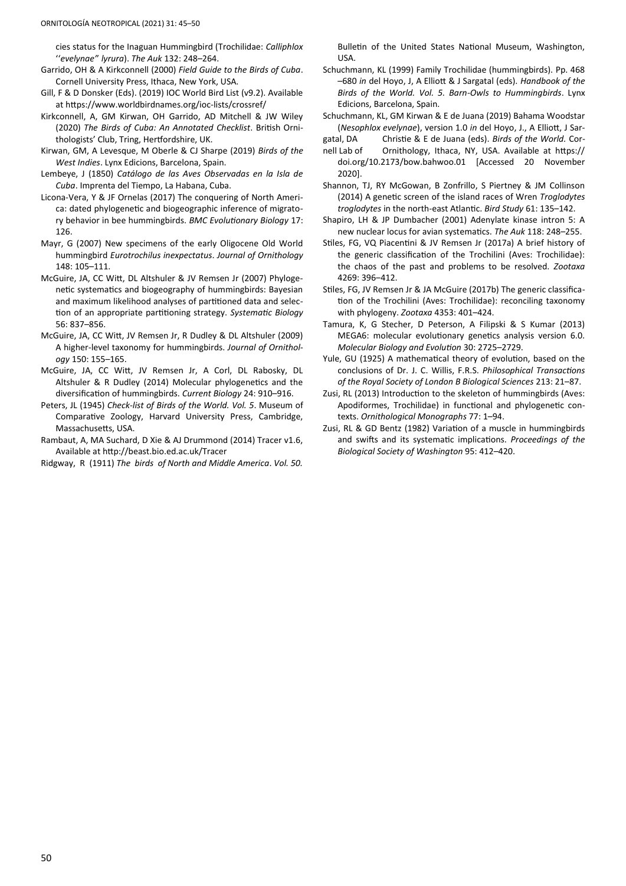cies status for the Inaguan Hummingbird (Trochilidae: *Calliphlox ''evelynae" lyrura*). *The Auk* 132: 248–264.

Garrido, OH & A Kirkconnell (2000) *Field Guide to the Birds of Cuba*. Cornell University Press, Ithaca, New York, USA.

Gill, F & D Donsker (Eds). (2019) IOC World Bird List (v9.2). Available at https://www.worldbirdnames.org/ioc-lists/crossref/

Kirkconnell, A, GM Kirwan, OH Garrido, AD Mitchell & JW Wiley (2020) *The Birds of Cuba: An Annotated Checklist*. British Ornithologists' Club, Tring, Hertfordshire, UK.

Kirwan, GM, A Levesque, M Oberle & CJ Sharpe (2019) *Birds of the West Indies*. Lynx Edicions, Barcelona, Spain.

Lembeye, J (1850) *Catálogo de las Aves Observadas en la Isla de Cuba*. Imprenta del Tiempo, La Habana, Cuba.

Licona-Vera, Y & JF Ornelas (2017) The conquering of North America: dated phylogenetic and biogeographic inference of migratory behavior in bee hummingbirds. *BMC Evolutionary Biology* 17: 126.

Mayr, G (2007) New specimens of the early Oligocene Old World hummingbird *Eurotrochilus inexpectatus*. *Journal of Ornithology* 148: 105–111.

McGuire, JA, CC Witt, DL Altshuler & JV Remsen Jr (2007) Phylogenetic systematics and biogeography of hummingbirds: Bayesian and maximum likelihood analyses of partitioned data and selection of an appropriate partitioning strategy. *Systematic Biology* 56: 837–856.

McGuire, JA, CC Witt, JV Remsen Jr, R Dudley & DL Altshuler (2009) A higher-level taxonomy for hummingbirds. *Journal of Ornithology* 150: 155–165.

McGuire, JA, CC Witt, JV Remsen Jr, A Corl, DL Rabosky, DL Altshuler & R Dudley (2014) Molecular phylogenetics and the diversification of hummingbirds. *Current Biology* 24: 910–916.

Peters, JL (1945) *Check-list of Birds of the World. Vol. 5*. Museum of Comparative Zoology, Harvard University Press, Cambridge, Massachusetts, USA.

Rambaut, A, MA Suchard, D Xie & AJ Drummond (2014) Tracer v1.6, Available at http://beast.bio.ed.ac.uk/Tracer

Ridgway, R (1911) *The birds of North and Middle America*. *Vol. 50.* Bulletin of the United States National Museum, Washington, USA.

Schuchmann, KL (1999) Family Trochilidae (hummingbirds). Pp. 468–680 *in* del Hoyo, J, A Elliott & J Sargatal (eds). *Handbook of the Birds of the World. Vol. 5. Barn-Owls to Hummingbirds*. Lynx Edicions, Barcelona, Spain.

Schuchmann, KL, GM Kirwan & E de Juana (2019) Bahama Woodstar (*Nesophlox evelynae*), version 1.0 *in* del Hoyo, J., A Elliott, J Sargatal, DA Christie & E de Juana (eds). *Birds of the World*. Cornell Lab of Ornithology, Ithaca, NY, USA. Available at https://doi.org/10.2173/bow.bahwoo.01 [Accessed 20 November 2020].

Shannon, TJ, RY McGowan, B Zonfrillo, S Piertney & JM Collinson (2014) A genetic screen of the island races of Wren *Troglodytes troglodytes* in the north-east Atlantic. *Bird Study* 61: 135–142.

Shapiro, LH & JP Dumbacher (2001) Adenylate kinase intron 5: A new nuclear locus for avian systematics. *The Auk* 118: 248–255.

Stiles, FG, VQ Piacentini & JV Remsen Jr (2017a) A brief history of the generic classification of the Trochilini (Aves: Trochilidae): the chaos of the past and problems to be resolved. *Zootaxa* 4269: 396–412.

Stiles, FG, JV Remsen Jr & JA McGuire (2017b) The generic classification of the Trochilini (Aves: Trochilidae): reconciling taxonomy with phylogeny. *Zootaxa* 4353: 401–424.

Tamura, K, G Stecher, D Peterson, A Filipski & S Kumar (2013) MEGA6: molecular evolutionary genetics analysis version 6.0. *Molecular Biology and Evolution* 30: 2725–2729.

Yule, GU (1925) A mathematical theory of evolution, based on the conclusions of Dr. J. C. Willis, F.R.S. *Philosophical Transactions of the Royal Society of London B Biological Sciences* 213: 21–87.

Zusi, RL (2013) Introduction to the skeleton of hummingbirds (Aves: Apodiformes, Trochilidae) in functional and phylogenetic contexts. *Ornithological Monographs* 77: 1–94.

Zusi, RL & GD Bentz (1982) Variation of a muscle in hummingbirds and swifts and its systematic implications. *Proceedings of the Biological Society of Washington* 95: 412–420.